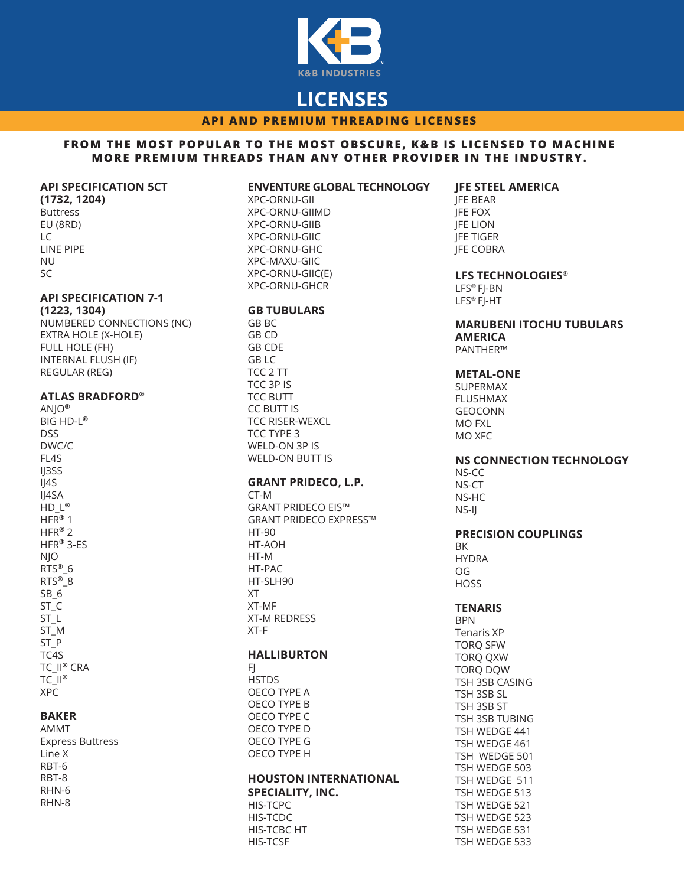K&B INDUSTRIES

# LICENSES

## API AND PREMIUM THREADING LICENSES

**FROM THE MOST POPULAR TO THE MOST OBSCURE, K&B IS LICENSED TO MACHINE MORE PREMIUM THREADS THAN ANY OTHER PROVIDER IN THE INDUSTRY.**

### API SPECIFICATION 5CT (1732, 1204)

Buttress
EU (8RD)
LC
LINE PIPE
NU
SC

### API SPECIFICATION 7-1 (1223, 1304)

NUMBERED CONNECTIONS (NC)
EXTRA HOLE (X-HOLE)
FULL HOLE (FH)
INTERNAL FLUSH (IF)
REGULAR (REG)

### ATLAS BRADFORD®

ANJO®
BIG HD-L®
DSS
DWC/C
FL4S
IJ3SS
IJ4S
IJ4SA
HD_L®
HFR® 1
HFR® 2
HFR® 3-ES
NJO
RTS®_6
RTS®_8
SB_6
ST_C
ST_L
ST_M
ST_P
TC4S
TC_II® CRA
TC_II®
XPC

### BAKER

AMMT
Express Buttress
Line X
RBT-6
RBT-8
RHN-6
RHN-8

### ENVENTURE GLOBAL TECHNOLOGY

XPC-ORNU-GII
XPC-ORNU-GIIMD
XPC-ORNU-GIIB
XPC-ORNU-GIIC
XPC-ORNU-GHC
XPC-MAXU-GIIC
XPC-ORNU-GIIC(E)
XPC-ORNU-GHCR

### GB TUBULARS

GB BC
GB CD
GB CDE
GB LC
TCC 2 TT
TCC 3P IS
TCC BUTT
CC BUTT IS
TCC RISER-WEXCL
TCC TYPE 3
WELD-ON 3P IS
WELD-ON BUTT IS

### GRANT PRIDECO, L.P.

CT-M
GRANT PRIDECO EIS™
GRANT PRIDECO EXPRESS™
HT-90
HT-AOH
HT-M
HT-PAC
HT-SLH90
XT
XT-MF
XT-M REDRESS
XT-F

### HALLIBURTON

FJ
HSTDS
OECO TYPE A
OECO TYPE B
OECO TYPE C
OECO TYPE D
OECO TYPE G
OECO TYPE H

### HOUSTON INTERNATIONAL SPECIALITY, INC.

HIS-TCPC
HIS-TCDC
HIS-TCBC HT
HIS-TCSF

### JFE STEEL AMERICA

JFE BEAR
JFE FOX
JFE LION
JFE TIGER
JFE COBRA

### LFS TECHNOLOGIES®

LFS® FJ-BN
LFS® FJ-HT

### MARUBENI ITOCHU TUBULARS AMERICA

PANTHER™

### METAL-ONE

SUPERMAX
FLUSHMAX
GEOCONN
MO FXL
MO XFC

### NS CONNECTION TECHNOLOGY

NS-CC
NS-CT
NS-HC
NS-IJ

### PRECISION COUPLINGS

BK
HYDRA
OG
HOSS

### TENARIS

BPN
Tenaris XP
TORQ SFW
TORQ QXW
TORQ DQW
TSH 3SB CASING
TSH 3SB SL
TSH 3SB ST
TSH 3SB TUBING
TSH WEDGE 441
TSH WEDGE 461
TSH WEDGE 501
TSH WEDGE 503
TSH WEDGE 511
TSH WEDGE 513
TSH WEDGE 521
TSH WEDGE 523
TSH WEDGE 531
TSH WEDGE 533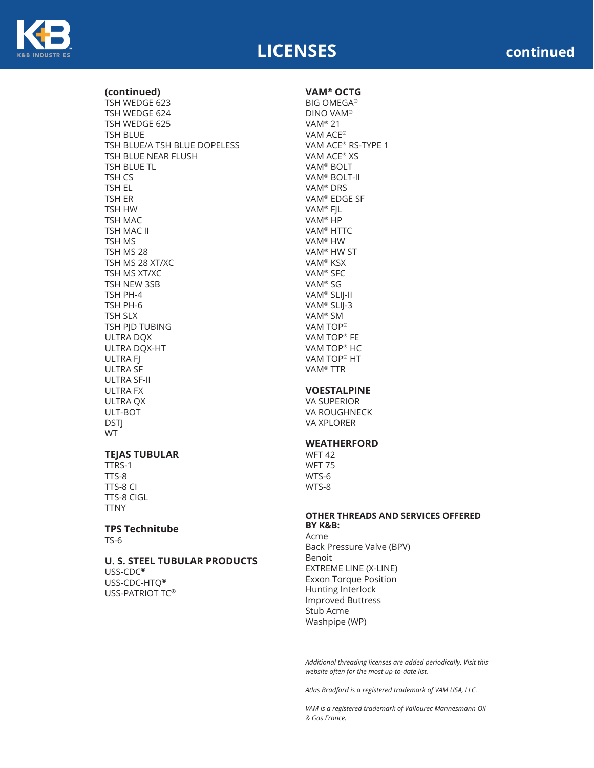# LICENSES

continued

**(continued)**

TSH WEDGE 623
TSH WEDGE 624
TSH WEDGE 625
TSH BLUE
TSH BLUE/A TSH BLUE DOPELESS
TSH BLUE NEAR FLUSH
TSH BLUE TL
TSH CS
TSH EL
TSH ER
TSH HW
TSH MAC
TSH MAC II
TSH MS
TSH MS 28
TSH MS 28 XT/XC
TSH MS XT/XC
TSH NEW 3SB
TSH PH-4
TSH PH-6
TSH SLX
TSH PJD TUBING
ULTRA DQX
ULTRA DQX-HT
ULTRA FJ
ULTRA SF
ULTRA SF-II
ULTRA FX
ULTRA QX
ULT-BOT
DSTJ
WT

**TEJAS TUBULAR**

TTRS-1
TTS-8
TTS-8 CI
TTS-8 CIGL
TTNY

**TPS Technitube**

TS-6

**U. S. STEEL TUBULAR PRODUCTS**

USS-CDC®
USS-CDC-HTQ®
USS-PATRIOT TC®

**VAM® OCTG**

BIG OMEGA®
DINO VAM®
VAM® 21
VAM ACE®
VAM ACE® RS-TYPE 1
VAM ACE® XS
VAM® BOLT
VAM® BOLT-II
VAM® DRS
VAM® EDGE SF
VAM® FJL
VAM® HP
VAM® HTTC
VAM® HW
VAM® HW ST
VAM® KSX
VAM® SFC
VAM® SG
VAM® SLIJ-II
VAM® SLIJ-3
VAM® SM
VAM TOP®
VAM TOP® FE
VAM TOP® HC
VAM TOP® HT
VAM® TTR

**VOESTALPINE**

VA SUPERIOR
VA ROUGHNECK
VA XPLORER

**WEATHERFORD**

WFT 42
WFT 75
WTS-6
WTS-8

**OTHER THREADS AND SERVICES OFFERED BY K&B:**

Acme
Back Pressure Valve (BPV)
Benoit
EXTREME LINE (X-LINE)
Exxon Torque Position
Hunting Interlock
Improved Buttress
Stub Acme
Washpipe (WP)

*Additional threading licenses are added periodically. Visit this website often for the most up-to-date list.*

*Atlas Bradford is a registered trademark of VAM USA, LLC.*

*VAM is a registered trademark of Vallourec Mannesmann Oil & Gas France.*